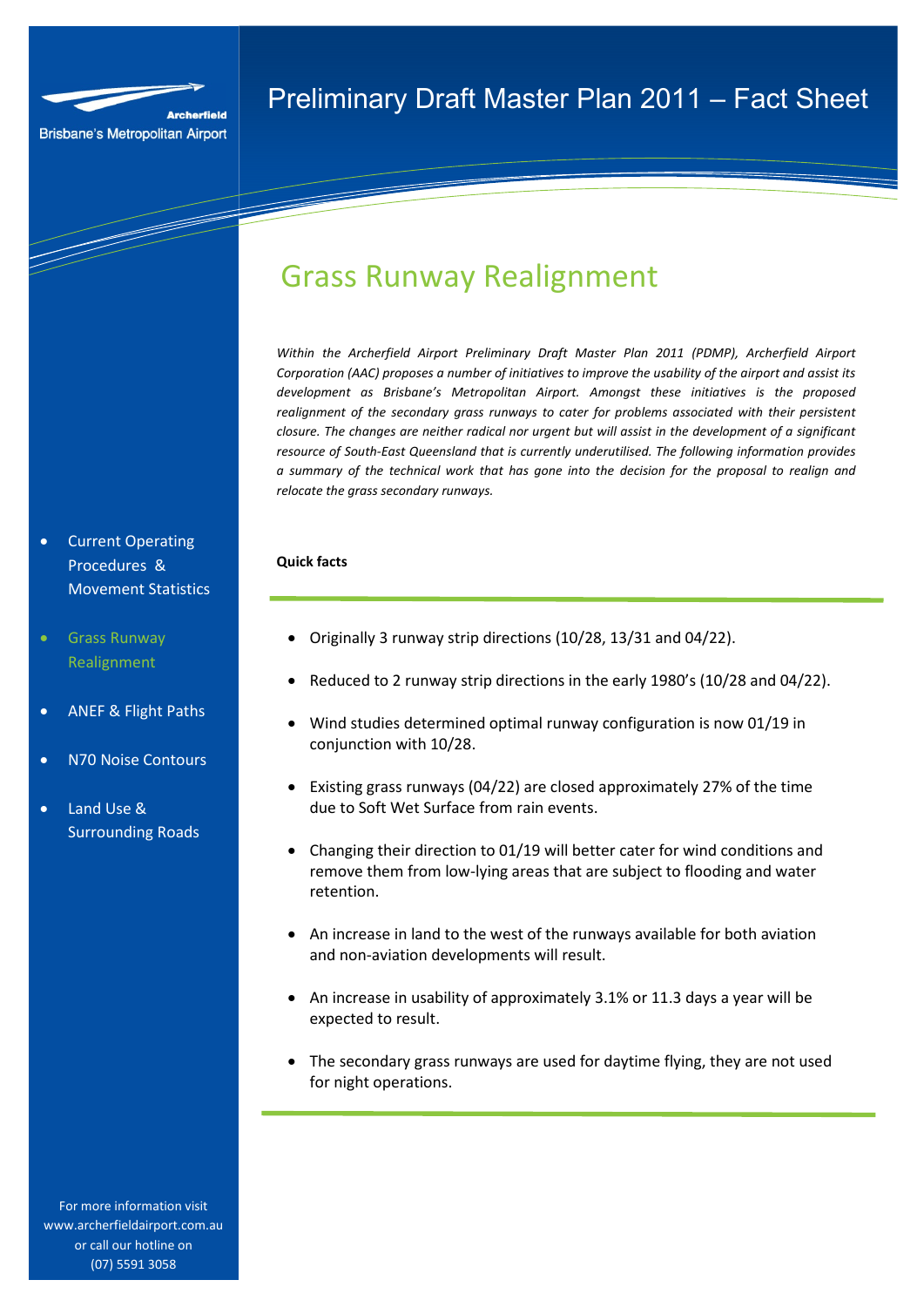Archerfield
Brisbane's Metropolitan Airport

# Preliminary Draft Master Plan 2011 – Fact Sheet

- Current Operating Procedures & Movement Statistics
- Grass Runway Realignment
- ANEF & Flight Paths
- N70 Noise Contours
- Land Use & Surrounding Roads

For more information visit www.archerfieldairport.com.au or call our hotline on (07) 5591 3058

## Grass Runway Realignment

*Within the Archerfield Airport Preliminary Draft Master Plan 2011 (PDMP), Archerfield Airport Corporation (AAC) proposes a number of initiatives to improve the usability of the airport and assist its development as Brisbane's Metropolitan Airport. Amongst these initiatives is the proposed realignment of the secondary grass runways to cater for problems associated with their persistent closure. The changes are neither radical nor urgent but will assist in the development of a significant resource of South-East Queensland that is currently underutilised. The following information provides a summary of the technical work that has gone into the decision for the proposal to realign and relocate the grass secondary runways.*

**Quick facts**

- Originally 3 runway strip directions (10/28, 13/31 and 04/22).
- Reduced to 2 runway strip directions in the early 1980's (10/28 and 04/22).
- Wind studies determined optimal runway configuration is now 01/19 in conjunction with 10/28.
- Existing grass runways (04/22) are closed approximately 27% of the time due to Soft Wet Surface from rain events.
- Changing their direction to 01/19 will better cater for wind conditions and remove them from low-lying areas that are subject to flooding and water retention.
- An increase in land to the west of the runways available for both aviation and non-aviation developments will result.
- An increase in usability of approximately 3.1% or 11.3 days a year will be expected to result.
- The secondary grass runways are used for daytime flying, they are not used for night operations.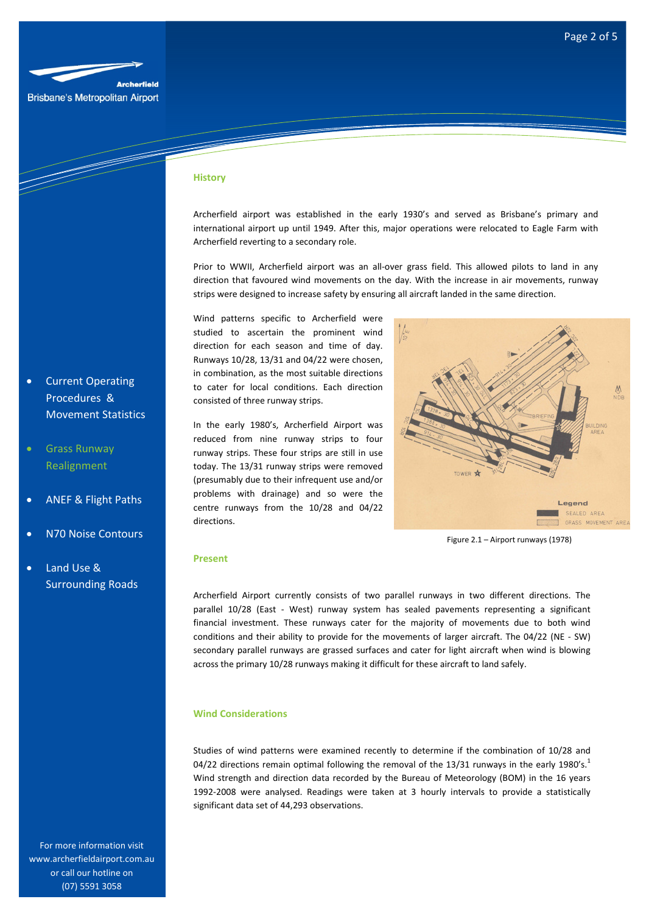Archerfield
Brisbane's Metropolitan Airport

- Current Operating Procedures & Movement Statistics
- Grass Runway Realignment
- ANEF & Flight Paths
- N70 Noise Contours
- Land Use & Surrounding Roads

For more information visit www.archerfieldairport.com.au or call our hotline on (07) 5591 3058

## History

Archerfield airport was established in the early 1930's and served as Brisbane's primary and international airport up until 1949. After this, major operations were relocated to Eagle Farm with Archerfield reverting to a secondary role.

Prior to WWII, Archerfield airport was an all-over grass field. This allowed pilots to land in any direction that favoured wind movements on the day. With the increase in air movements, runway strips were designed to increase safety by ensuring all aircraft landed in the same direction.

Wind patterns specific to Archerfield were studied to ascertain the prominent wind direction for each season and time of day. Runways 10/28, 13/31 and 04/22 were chosen, in combination, as the most suitable directions to cater for local conditions. Each direction consisted of three runway strips.

In the early 1980's, Archerfield Airport was reduced from nine runway strips to four runway strips. These four strips are still in use today. The 13/31 runway strips were removed (presumably due to their infrequent use and/or problems with drainage) and so were the centre runways from the 10/28 and 04/22 directions.

Figure 2.1 – Airport runways (1978)

## Present

Archerfield Airport currently consists of two parallel runways in two different directions. The parallel 10/28 (East - West) runway system has sealed pavements representing a significant financial investment. These runways cater for the majority of movements due to both wind conditions and their ability to provide for the movements of larger aircraft. The 04/22 (NE - SW) secondary parallel runways are grassed surfaces and cater for light aircraft when wind is blowing across the primary 10/28 runways making it difficult for these aircraft to land safely.

## Wind Considerations

Studies of wind patterns were examined recently to determine if the combination of 10/28 and 04/22 directions remain optimal following the removal of the 13/31 runways in the early 1980's.[1] Wind strength and direction data recorded by the Bureau of Meteorology (BOM) in the 16 years 1992-2008 were analysed. Readings were taken at 3 hourly intervals to provide a statistically significant data set of 44,293 observations.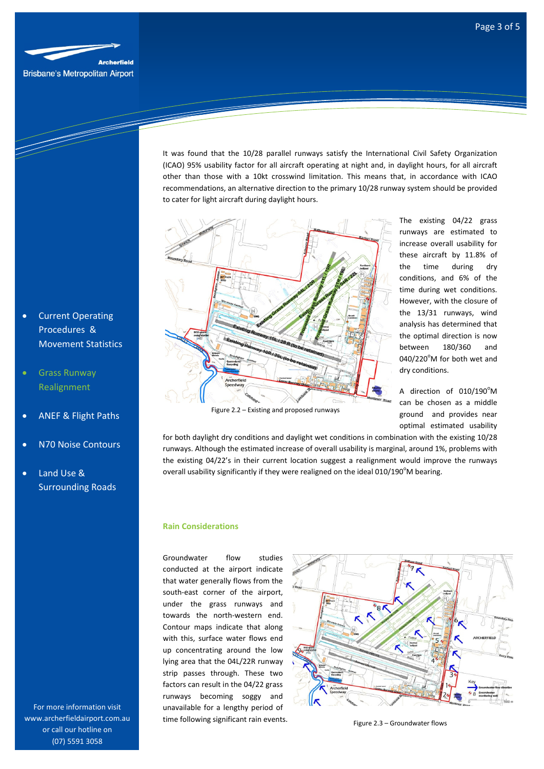It was found that the 10/28 parallel runways satisfy the International Civil Safety Organization (ICAO) 95% usability factor for all aircraft operating at night and, in daylight hours, for all aircraft other than those with a 10kt crosswind limitation. This means that, in accordance with ICAO recommendations, an alternative direction to the primary 10/28 runway system should be provided to cater for light aircraft during daylight hours.

Figure 2.2 – Existing and proposed runways

The existing 04/22 grass runways are estimated to increase overall usability for these aircraft by 11.8% of the time during dry conditions, and 6% of the time during wet conditions. However, with the closure of the 13/31 runways, wind analysis has determined that the optimal direction is now between 180/360 and 040/220°M for both wet and dry conditions.

A direction of 010/190°M can be chosen as a middle ground and provides near optimal estimated usability for both daylight dry conditions and daylight wet conditions in combination with the existing 10/28 runways. Although the estimated increase of overall usability is marginal, around 1%, problems with the existing 04/22's in their current location suggest a realignment would improve the runways overall usability significantly if they were realigned on the ideal 010/190°M bearing.

### Rain Considerations

Groundwater flow studies conducted at the airport indicate that water generally flows from the south-east corner of the airport, under the grass runways and towards the north-western end. Contour maps indicate that along with this, surface water flows end up concentrating around the low lying area that the 04L/22R runway strip passes through. These two factors can result in the 04/22 grass runways becoming soggy and unavailable for a lengthy period of time following significant rain events.

Figure 2.3 – Groundwater flows

- Current Operating Procedures & Movement Statistics
- Grass Runway Realignment
- ANEF & Flight Paths
- N70 Noise Contours
- Land Use & Surrounding Roads

For more information visit www.archerfieldairport.com.au or call our hotline on (07) 5591 3058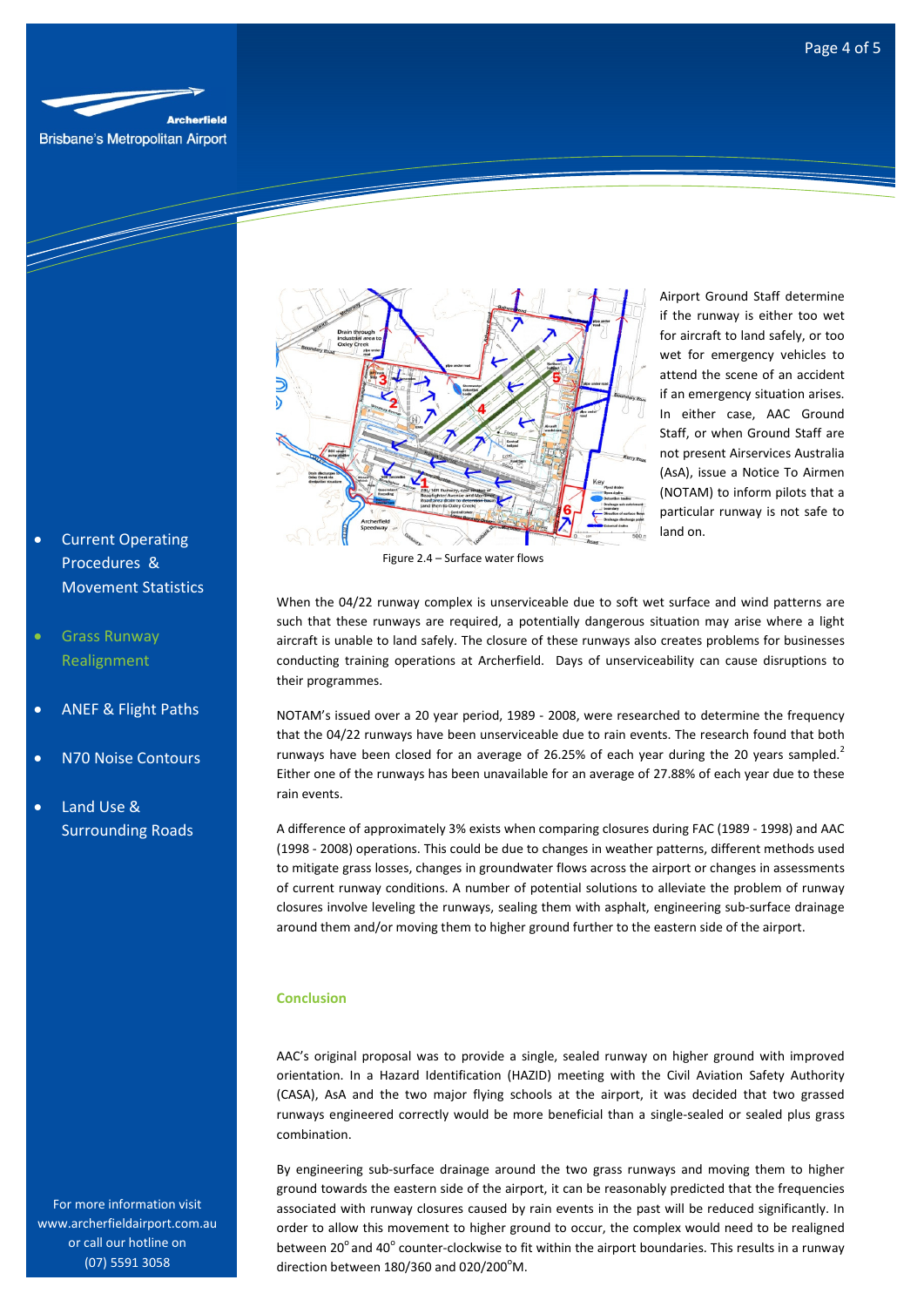- Current Operating Procedures & Movement Statistics
- Grass Runway Realignment
- ANEF & Flight Paths
- N70 Noise Contours
- Land Use & Surrounding Roads

For more information visit www.archerfieldairport.com.au or call our hotline on (07) 5591 3058

Figure 2.4 – Surface water flows

Airport Ground Staff determine if the runway is either too wet for aircraft to land safely, or too wet for emergency vehicles to attend the scene of an accident if an emergency situation arises. In either case, AAC Ground Staff, or when Ground Staff are not present Airservices Australia (AsA), issue a Notice To Airmen (NOTAM) to inform pilots that a particular runway is not safe to land on.

When the 04/22 runway complex is unserviceable due to soft wet surface and wind patterns are such that these runways are required, a potentially dangerous situation may arise where a light aircraft is unable to land safely. The closure of these runways also creates problems for businesses conducting training operations at Archerfield. Days of unserviceability can cause disruptions to their programmes.

NOTAM's issued over a 20 year period, 1989 - 2008, were researched to determine the frequency that the 04/22 runways have been unserviceable due to rain events. The research found that both runways have been closed for an average of 26.25% of each year during the 20 years sampled.[2] Either one of the runways has been unavailable for an average of 27.88% of each year due to these rain events.

A difference of approximately 3% exists when comparing closures during FAC (1989 - 1998) and AAC (1998 - 2008) operations. This could be due to changes in weather patterns, different methods used to mitigate grass losses, changes in groundwater flows across the airport or changes in assessments of current runway conditions. A number of potential solutions to alleviate the problem of runway closures involve leveling the runways, sealing them with asphalt, engineering sub-surface drainage around them and/or moving them to higher ground further to the eastern side of the airport.

## Conclusion

AAC's original proposal was to provide a single, sealed runway on higher ground with improved orientation. In a Hazard Identification (HAZID) meeting with the Civil Aviation Safety Authority (CASA), AsA and the two major flying schools at the airport, it was decided that two grassed runways engineered correctly would be more beneficial than a single-sealed or sealed plus grass combination.

By engineering sub-surface drainage around the two grass runways and moving them to higher ground towards the eastern side of the airport, it can be reasonably predicted that the frequencies associated with runway closures caused by rain events in the past will be reduced significantly. In order to allow this movement to higher ground to occur, the complex would need to be realigned between 20° and 40° counter-clockwise to fit within the airport boundaries. This results in a runway direction between 180/360 and 020/200°M.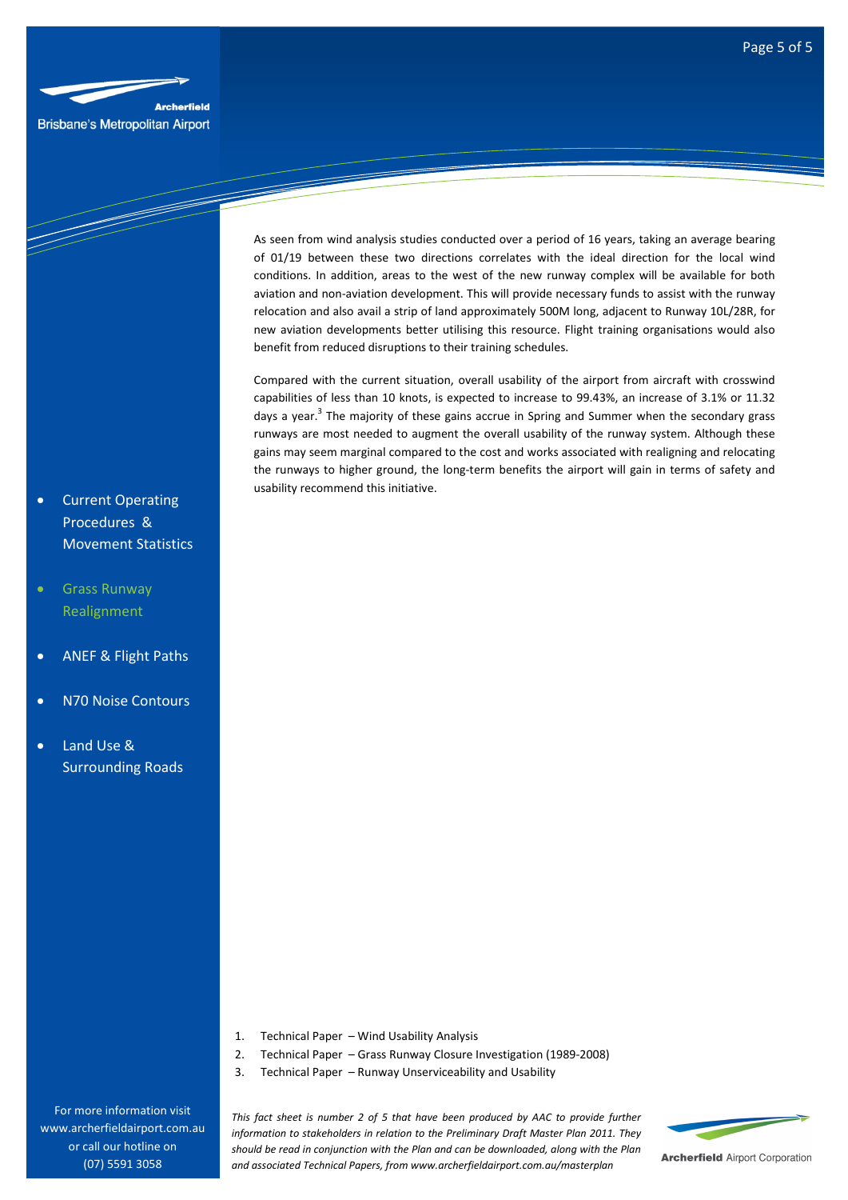Archerfield
Brisbane's Metropolitan Airport

As seen from wind analysis studies conducted over a period of 16 years, taking an average bearing of 01/19 between these two directions correlates with the ideal direction for the local wind conditions. In addition, areas to the west of the new runway complex will be available for both aviation and non-aviation development. This will provide necessary funds to assist with the runway relocation and also avail a strip of land approximately 500M long, adjacent to Runway 10L/28R, for new aviation developments better utilising this resource. Flight training organisations would also benefit from reduced disruptions to their training schedules.

Compared with the current situation, overall usability of the airport from aircraft with crosswind capabilities of less than 10 knots, is expected to increase to 99.43%, an increase of 3.1% or 11.32 days a year.[3] The majority of these gains accrue in Spring and Summer when the secondary grass runways are most needed to augment the overall usability of the runway system. Although these gains may seem marginal compared to the cost and works associated with realigning and relocating the runways to higher ground, the long-term benefits the airport will gain in terms of safety and usability recommend this initiative.

- Current Operating Procedures & Movement Statistics
- Grass Runway Realignment
- ANEF & Flight Paths
- N70 Noise Contours
- Land Use & Surrounding Roads

1. Technical Paper – Wind Usability Analysis
2. Technical Paper – Grass Runway Closure Investigation (1989-2008)
3. Technical Paper – Runway Unserviceability and Usability

For more information visit www.archerfieldairport.com.au or call our hotline on (07) 5591 3058

*This fact sheet is number 2 of 5 that have been produced by AAC to provide further information to stakeholders in relation to the Preliminary Draft Master Plan 2011. They should be read in conjunction with the Plan and can be downloaded, along with the Plan and associated Technical Papers, from www.archerfieldairport.com.au/masterplan*

Archerfield Airport Corporation